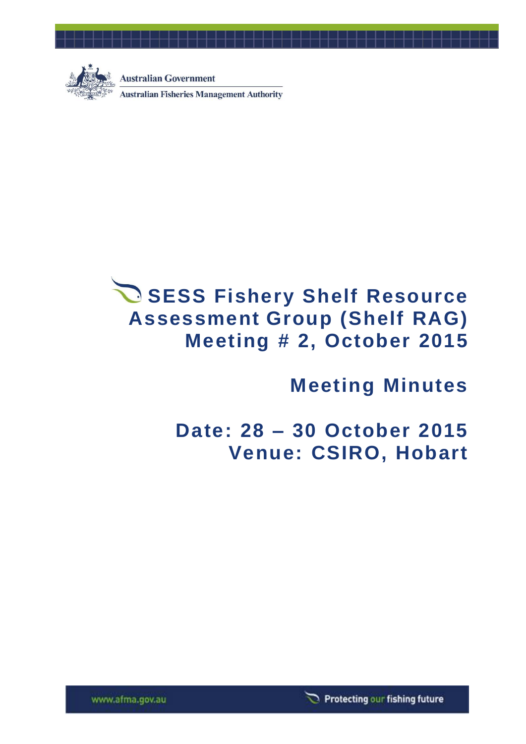Australian Government

Australian Fisheries Management Authority

# SESS Fishery Shelf Resource Assessment Group (Shelf RAG) Meeting # 2, October 2015

## Meeting Minutes

## Date: 28 – 30 October 2015
## Venue: CSIRO, Hobart

www.afma.gov.au

Protecting our fishing future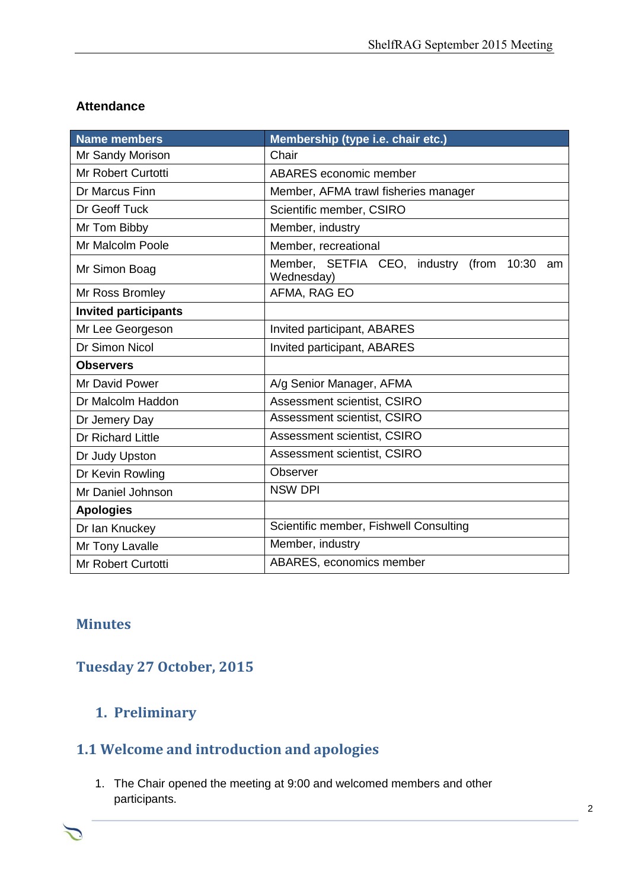**Attendance**

| Name members | Membership (type i.e. chair etc.) |
|---|---|
| Mr Sandy Morison | Chair |
| Mr Robert Curtotti | ABARES economic member |
| Dr Marcus Finn | Member, AFMA trawl fisheries manager |
| Dr Geoff Tuck | Scientific member, CSIRO |
| Mr Tom Bibby | Member, industry |
| Mr Malcolm Poole | Member, recreational |
| Mr Simon Boag | Member, SETFIA CEO, industry (from 10:30 am Wednesday) |
| Mr Ross Bromley | AFMA, RAG EO |
| **Invited participants** | |
| Mr Lee Georgeson | Invited participant, ABARES |
| Dr Simon Nicol | Invited participant, ABARES |
| **Observers** | |
| Mr David Power | A/g Senior Manager, AFMA |
| Dr Malcolm Haddon | Assessment scientist, CSIRO |
| Dr Jemery Day | Assessment scientist, CSIRO |
| Dr Richard Little | Assessment scientist, CSIRO |
| Dr Judy Upston | Assessment scientist, CSIRO |
| Dr Kevin Rowling | Observer |
| Mr Daniel Johnson | NSW DPI |
| **Apologies** | |
| Dr Ian Knuckey | Scientific member, Fishwell Consulting |
| Mr Tony Lavalle | Member, industry |
| Mr Robert Curtotti | ABARES, economics member |

# Minutes

## Tuesday 27 October, 2015

### 1. Preliminary

### 1.1 Welcome and introduction and apologies

1. The Chair opened the meeting at 9:00 and welcomed members and other participants.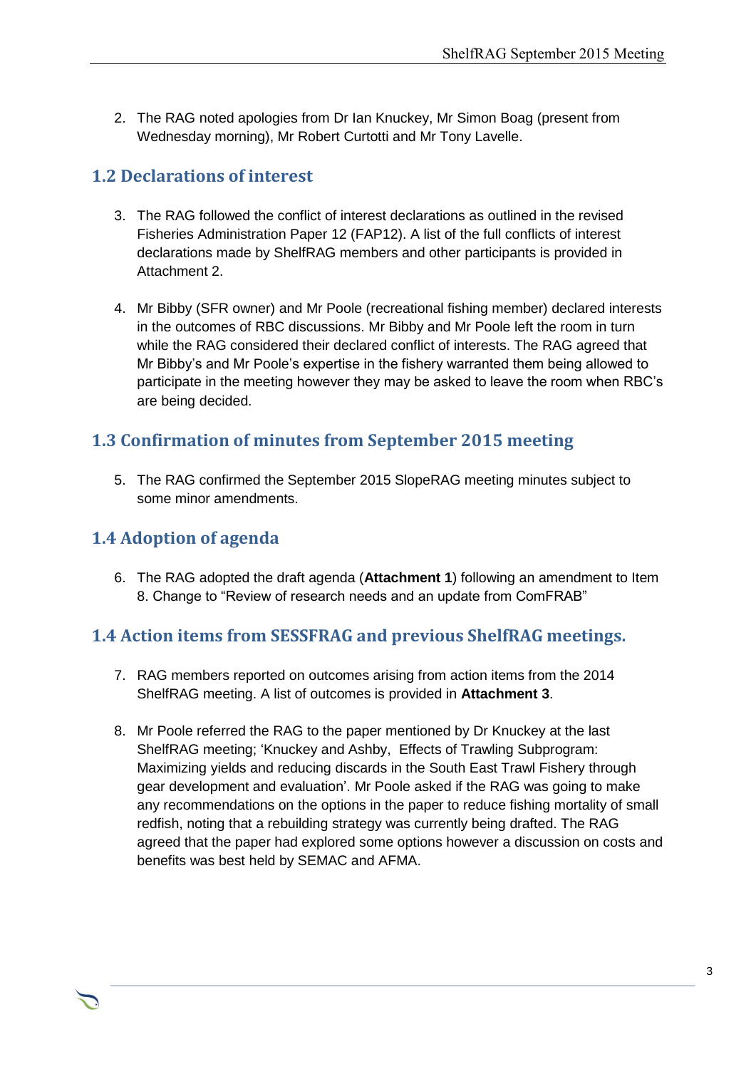2. The RAG noted apologies from Dr Ian Knuckey, Mr Simon Boag (present from Wednesday morning), Mr Robert Curtotti and Mr Tony Lavelle.

## 1.2 Declarations of interest

3. The RAG followed the conflict of interest declarations as outlined in the revised Fisheries Administration Paper 12 (FAP12). A list of the full conflicts of interest declarations made by ShelfRAG members and other participants is provided in Attachment 2.

4. Mr Bibby (SFR owner) and Mr Poole (recreational fishing member) declared interests in the outcomes of RBC discussions. Mr Bibby and Mr Poole left the room in turn while the RAG considered their declared conflict of interests. The RAG agreed that Mr Bibby's and Mr Poole's expertise in the fishery warranted them being allowed to participate in the meeting however they may be asked to leave the room when RBC's are being decided.

## 1.3 Confirmation of minutes from September 2015 meeting

5. The RAG confirmed the September 2015 SlopeRAG meeting minutes subject to some minor amendments.

## 1.4 Adoption of agenda

6. The RAG adopted the draft agenda (**Attachment 1**) following an amendment to Item 8. Change to "Review of research needs and an update from ComFRAB"

## 1.4 Action items from SESSFRAG and previous ShelfRAG meetings.

7. RAG members reported on outcomes arising from action items from the 2014 ShelfRAG meeting. A list of outcomes is provided in **Attachment 3**.

8. Mr Poole referred the RAG to the paper mentioned by Dr Knuckey at the last ShelfRAG meeting; 'Knuckey and Ashby, Effects of Trawling Subprogram: Maximizing yields and reducing discards in the South East Trawl Fishery through gear development and evaluation'. Mr Poole asked if the RAG was going to make any recommendations on the options in the paper to reduce fishing mortality of small redfish, noting that a rebuilding strategy was currently being drafted. The RAG agreed that the paper had explored some options however a discussion on costs and benefits was best held by SEMAC and AFMA.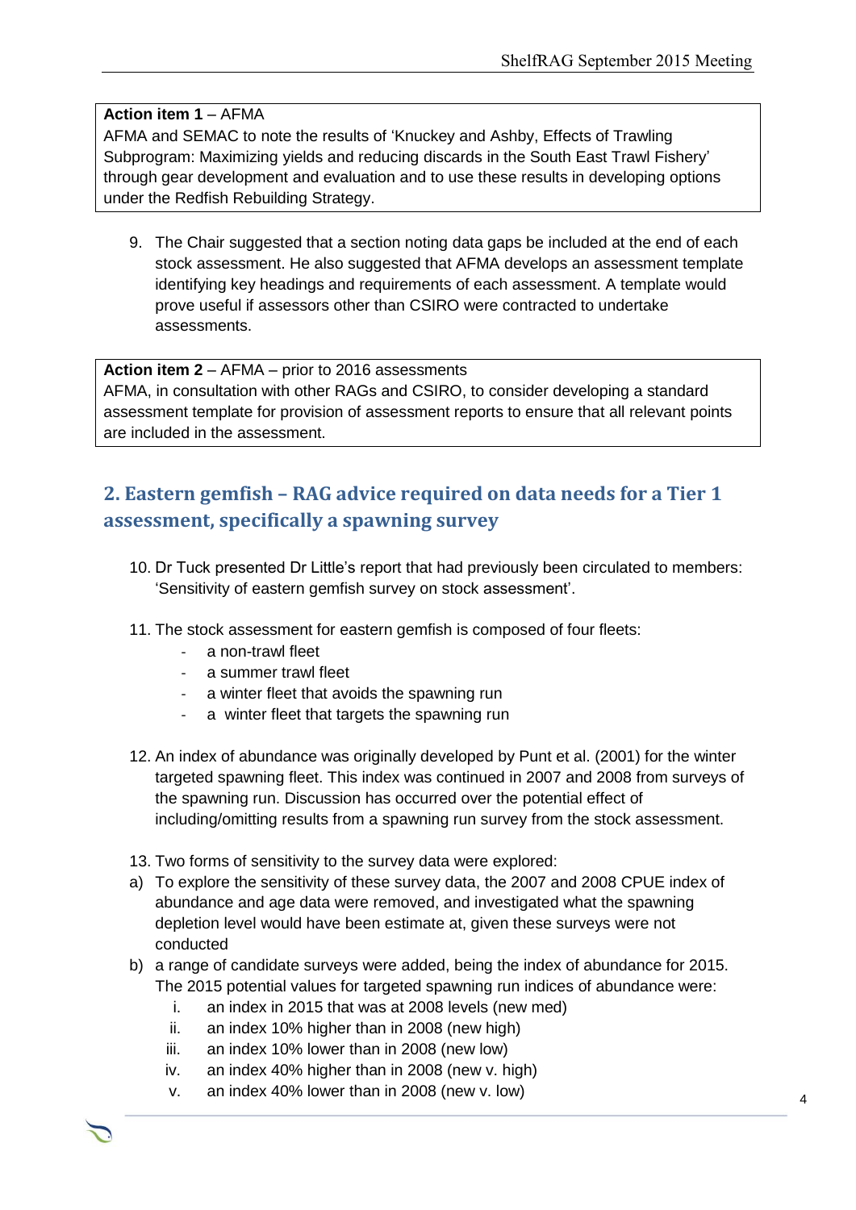**Action item 1** – AFMA
AFMA and SEMAC to note the results of 'Knuckey and Ashby, Effects of Trawling Subprogram: Maximizing yields and reducing discards in the South East Trawl Fishery' through gear development and evaluation and to use these results in developing options under the Redfish Rebuilding Strategy.

9. The Chair suggested that a section noting data gaps be included at the end of each stock assessment. He also suggested that AFMA develops an assessment template identifying key headings and requirements of each assessment. A template would prove useful if assessors other than CSIRO were contracted to undertake assessments.

**Action item 2** – AFMA – prior to 2016 assessments
AFMA, in consultation with other RAGs and CSIRO, to consider developing a standard assessment template for provision of assessment reports to ensure that all relevant points are included in the assessment.

## 2. Eastern gemfish – RAG advice required on data needs for a Tier 1 assessment, specifically a spawning survey

10. Dr Tuck presented Dr Little's report that had previously been circulated to members: 'Sensitivity of eastern gemfish survey on stock assessment'.

11. The stock assessment for eastern gemfish is composed of four fleets:
    - a non-trawl fleet
    - a summer trawl fleet
    - a winter fleet that avoids the spawning run
    - a winter fleet that targets the spawning run

12. An index of abundance was originally developed by Punt et al. (2001) for the winter targeted spawning fleet. This index was continued in 2007 and 2008 from surveys of the spawning run. Discussion has occurred over the potential effect of including/omitting results from a spawning run survey from the stock assessment.

13. Two forms of sensitivity to the survey data were explored:

a) To explore the sensitivity of these survey data, the 2007 and 2008 CPUE index of abundance and age data were removed, and investigated what the spawning depletion level would have been estimate at, given these surveys were not conducted

b) a range of candidate surveys were added, being the index of abundance for 2015. The 2015 potential values for targeted spawning run indices of abundance were:
    i. an index in 2015 that was at 2008 levels (new med)
    ii. an index 10% higher than in 2008 (new high)
    iii. an index 10% lower than in 2008 (new low)
    iv. an index 40% higher than in 2008 (new v. high)
    v. an index 40% lower than in 2008 (new v. low)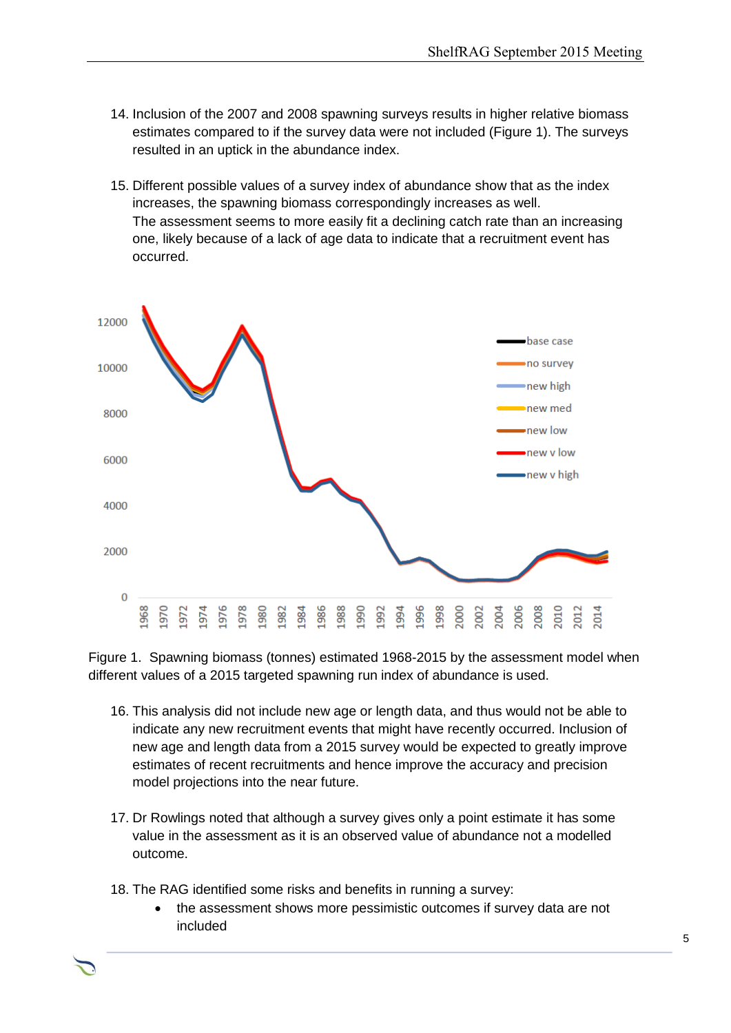14. Inclusion of the 2007 and 2008 spawning surveys results in higher relative biomass estimates compared to if the survey data were not included (Figure 1). The surveys resulted in an uptick in the abundance index.

15. Different possible values of a survey index of abundance show that as the index increases, the spawning biomass correspondingly increases as well.
    The assessment seems to more easily fit a declining catch rate than an increasing one, likely because of a lack of age data to indicate that a recruitment event has occurred.

Figure 1. Spawning biomass (tonnes) estimated 1968-2015 by the assessment model when different values of a 2015 targeted spawning run index of abundance is used.

16. This analysis did not include new age or length data, and thus would not be able to indicate any new recruitment events that might have recently occurred. Inclusion of new age and length data from a 2015 survey would be expected to greatly improve estimates of recent recruitments and hence improve the accuracy and precision model projections into the near future.

17. Dr Rowlings noted that although a survey gives only a point estimate it has some value in the assessment as it is an observed value of abundance not a modelled outcome.

18. The RAG identified some risks and benefits in running a survey:
    - the assessment shows more pessimistic outcomes if survey data are not included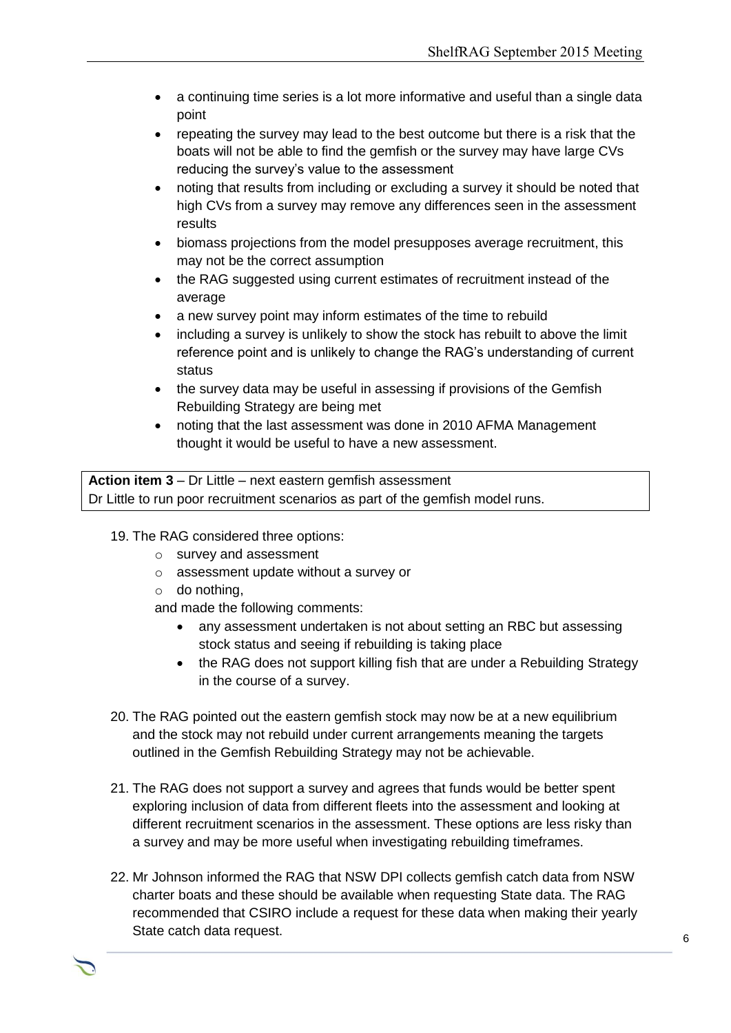- a continuing time series is a lot more informative and useful than a single data point
- repeating the survey may lead to the best outcome but there is a risk that the boats will not be able to find the gemfish or the survey may have large CVs reducing the survey's value to the assessment
- noting that results from including or excluding a survey it should be noted that high CVs from a survey may remove any differences seen in the assessment results
- biomass projections from the model presupposes average recruitment, this may not be the correct assumption
- the RAG suggested using current estimates of recruitment instead of the average
- a new survey point may inform estimates of the time to rebuild
- including a survey is unlikely to show the stock has rebuilt to above the limit reference point and is unlikely to change the RAG's understanding of current status
- the survey data may be useful in assessing if provisions of the Gemfish Rebuilding Strategy are being met
- noting that the last assessment was done in 2010 AFMA Management thought it would be useful to have a new assessment.

| **Action item 3** – Dr Little – next eastern gemfish assessment<br>Dr Little to run poor recruitment scenarios as part of the gemfish model runs. |
|---|

19. The RAG considered three options:
    - survey and assessment
    - assessment update without a survey or
    - do nothing,

    and made the following comments:
    - any assessment undertaken is not about setting an RBC but assessing stock status and seeing if rebuilding is taking place
    - the RAG does not support killing fish that are under a Rebuilding Strategy in the course of a survey.

20. The RAG pointed out the eastern gemfish stock may now be at a new equilibrium and the stock may not rebuild under current arrangements meaning the targets outlined in the Gemfish Rebuilding Strategy may not be achievable.

21. The RAG does not support a survey and agrees that funds would be better spent exploring inclusion of data from different fleets into the assessment and looking at different recruitment scenarios in the assessment. These options are less risky than a survey and may be more useful when investigating rebuilding timeframes.

22. Mr Johnson informed the RAG that NSW DPI collects gemfish catch data from NSW charter boats and these should be available when requesting State data. The RAG recommended that CSIRO include a request for these data when making their yearly State catch data request.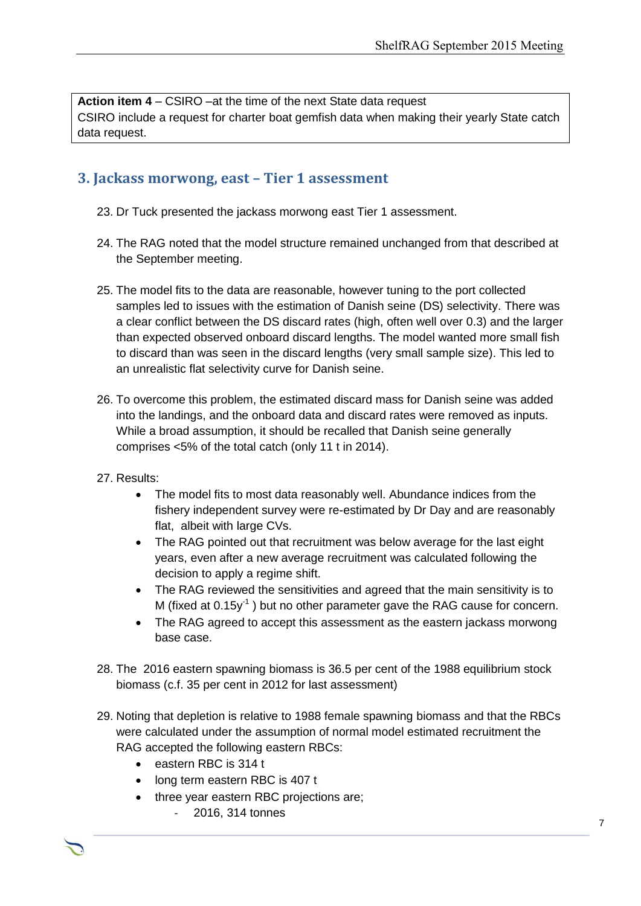**Action item 4** – CSIRO –at the time of the next State data request
CSIRO include a request for charter boat gemfish data when making their yearly State catch data request.

## 3. Jackass morwong, east – Tier 1 assessment

23. Dr Tuck presented the jackass morwong east Tier 1 assessment.

24. The RAG noted that the model structure remained unchanged from that described at the September meeting.

25. The model fits to the data are reasonable, however tuning to the port collected samples led to issues with the estimation of Danish seine (DS) selectivity. There was a clear conflict between the DS discard rates (high, often well over 0.3) and the larger than expected observed onboard discard lengths. The model wanted more small fish to discard than was seen in the discard lengths (very small sample size). This led to an unrealistic flat selectivity curve for Danish seine.

26. To overcome this problem, the estimated discard mass for Danish seine was added into the landings, and the onboard data and discard rates were removed as inputs. While a broad assumption, it should be recalled that Danish seine generally comprises <5% of the total catch (only 11 t in 2014).

27. Results:
    - The model fits to most data reasonably well. Abundance indices from the fishery independent survey were re-estimated by Dr Day and are reasonably flat, albeit with large CVs.
    - The RAG pointed out that recruitment was below average for the last eight years, even after a new average recruitment was calculated following the decision to apply a regime shift.
    - The RAG reviewed the sensitivities and agreed that the main sensitivity is to M (fixed at $0.15y^{-1}$) but no other parameter gave the RAG cause for concern.
    - The RAG agreed to accept this assessment as the eastern jackass morwong base case.

28. The 2016 eastern spawning biomass is 36.5 per cent of the 1988 equilibrium stock biomass (c.f. 35 per cent in 2012 for last assessment)

29. Noting that depletion is relative to 1988 female spawning biomass and that the RBCs were calculated under the assumption of normal model estimated recruitment the RAG accepted the following eastern RBCs:
    - eastern RBC is 314 t
    - long term eastern RBC is 407 t
    - three year eastern RBC projections are;
        - 2016, 314 tonnes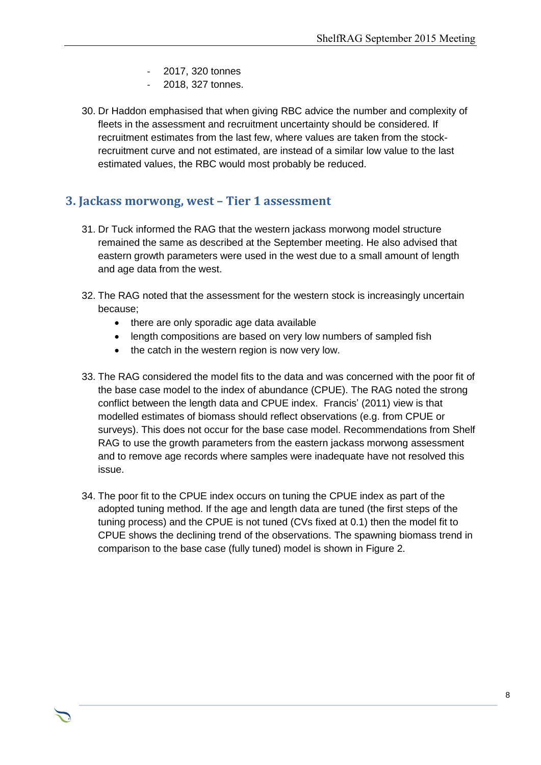- 2017, 320 tonnes
- 2018, 327 tonnes.

30. Dr Haddon emphasised that when giving RBC advice the number and complexity of fleets in the assessment and recruitment uncertainty should be considered. If recruitment estimates from the last few, where values are taken from the stock-recruitment curve and not estimated, are instead of a similar low value to the last estimated values, the RBC would most probably be reduced.

## 3. Jackass morwong, west – Tier 1 assessment

31. Dr Tuck informed the RAG that the western jackass morwong model structure remained the same as described at the September meeting. He also advised that eastern growth parameters were used in the west due to a small amount of length and age data from the west.

32. The RAG noted that the assessment for the western stock is increasingly uncertain because;
    - there are only sporadic age data available
    - length compositions are based on very low numbers of sampled fish
    - the catch in the western region is now very low.

33. The RAG considered the model fits to the data and was concerned with the poor fit of the base case model to the index of abundance (CPUE). The RAG noted the strong conflict between the length data and CPUE index. Francis' (2011) view is that modelled estimates of biomass should reflect observations (e.g. from CPUE or surveys). This does not occur for the base case model. Recommendations from Shelf RAG to use the growth parameters from the eastern jackass morwong assessment and to remove age records where samples were inadequate have not resolved this issue.

34. The poor fit to the CPUE index occurs on tuning the CPUE index as part of the adopted tuning method. If the age and length data are tuned (the first steps of the tuning process) and the CPUE is not tuned (CVs fixed at 0.1) then the model fit to CPUE shows the declining trend of the observations. The spawning biomass trend in comparison to the base case (fully tuned) model is shown in Figure 2.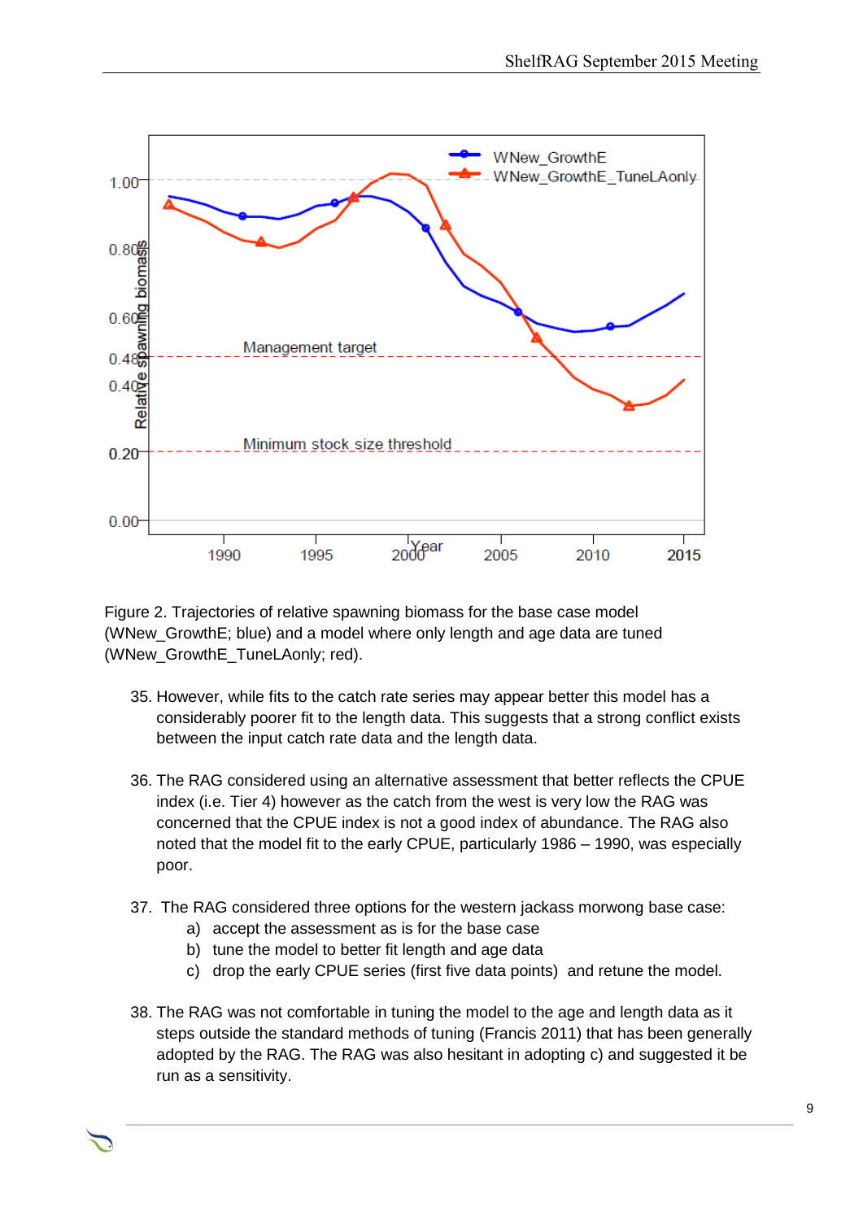Figure 2. Trajectories of relative spawning biomass for the base case model (WNew_GrowthE; blue) and a model where only length and age data are tuned (WNew_GrowthE_TuneLAonly; red).

35. However, while fits to the catch rate series may appear better this model has a considerably poorer fit to the length data. This suggests that a strong conflict exists between the input catch rate data and the length data.

36. The RAG considered using an alternative assessment that better reflects the CPUE index (i.e. Tier 4) however as the catch from the west is very low the RAG was concerned that the CPUE index is not a good index of abundance. The RAG also noted that the model fit to the early CPUE, particularly 1986 – 1990, was especially poor.

37. The RAG considered three options for the western jackass morwong base case:
    a) accept the assessment as is for the base case
    b) tune the model to better fit length and age data
    c) drop the early CPUE series (first five data points) and retune the model.

38. The RAG was not comfortable in tuning the model to the age and length data as it steps outside the standard methods of tuning (Francis 2011) that has been generally adopted by the RAG. The RAG was also hesitant in adopting c) and suggested it be run as a sensitivity.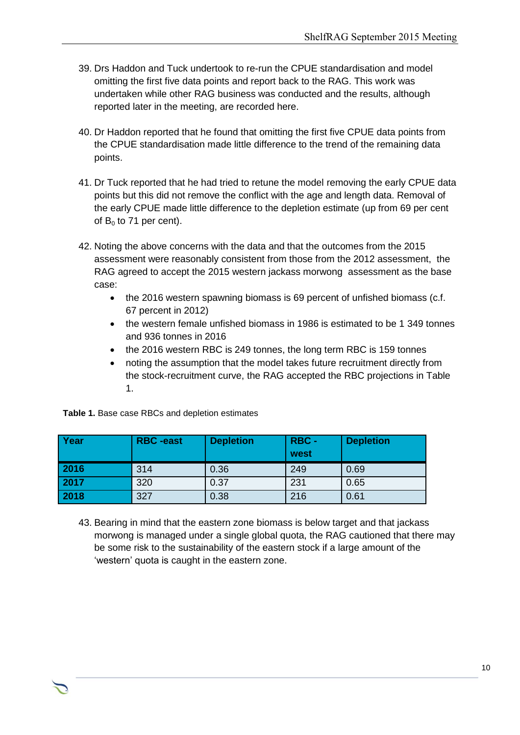39. Drs Haddon and Tuck undertook to re-run the CPUE standardisation and model omitting the first five data points and report back to the RAG. This work was undertaken while other RAG business was conducted and the results, although reported later in the meeting, are recorded here.

40. Dr Haddon reported that he found that omitting the first five CPUE data points from the CPUE standardisation made little difference to the trend of the remaining data points.

41. Dr Tuck reported that he had tried to retune the model removing the early CPUE data points but this did not remove the conflict with the age and length data. Removal of the early CPUE made little difference to the depletion estimate (up from 69 per cent of $B_0$ to 71 per cent).

42. Noting the above concerns with the data and that the outcomes from the 2015 assessment were reasonably consistent from those from the 2012 assessment, the RAG agreed to accept the 2015 western jackass morwong assessment as the base case:
    - the 2016 western spawning biomass is 69 percent of unfished biomass (c.f. 67 percent in 2012)
    - the western female unfished biomass in 1986 is estimated to be 1 349 tonnes and 936 tonnes in 2016
    - the 2016 western RBC is 249 tonnes, the long term RBC is 159 tonnes
    - noting the assumption that the model takes future recruitment directly from the stock-recruitment curve, the RAG accepted the RBC projections in Table 1.

**Table 1.** Base case RBCs and depletion estimates

| Year | RBC -east | Depletion | RBC - west | Depletion |
|---|---|---|---|---|
| 2016 | 314 | 0.36 | 249 | 0.69 |
| 2017 | 320 | 0.37 | 231 | 0.65 |
| 2018 | 327 | 0.38 | 216 | 0.61 |

43. Bearing in mind that the eastern zone biomass is below target and that jackass morwong is managed under a single global quota, the RAG cautioned that there may be some risk to the sustainability of the eastern stock if a large amount of the 'western' quota is caught in the eastern zone.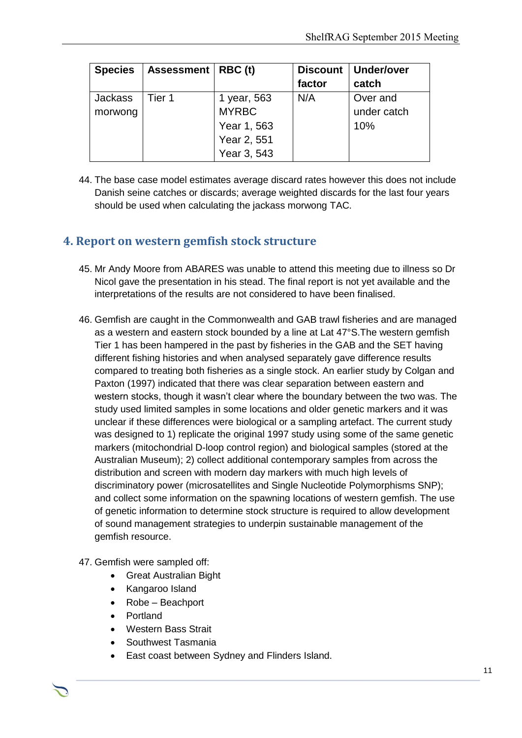| Species | Assessment | RBC (t) | Discount factor | Under/over catch |
|---|---|---|---|---|
| Jackass morwong | Tier 1 | 1 year, 563<br>MYRBC<br>Year 1, 563<br>Year 2, 551<br>Year 3, 543 | N/A | Over and under catch 10% |

44. The base case model estimates average discard rates however this does not include Danish seine catches or discards; average weighted discards for the last four years should be used when calculating the jackass morwong TAC.

## 4. Report on western gemfish stock structure

45. Mr Andy Moore from ABARES was unable to attend this meeting due to illness so Dr Nicol gave the presentation in his stead. The final report is not yet available and the interpretations of the results are not considered to have been finalised.

46. Gemfish are caught in the Commonwealth and GAB trawl fisheries and are managed as a western and eastern stock bounded by a line at Lat 47°S.The western gemfish Tier 1 has been hampered in the past by fisheries in the GAB and the SET having different fishing histories and when analysed separately gave difference results compared to treating both fisheries as a single stock. An earlier study by Colgan and Paxton (1997) indicated that there was clear separation between eastern and western stocks, though it wasn't clear where the boundary between the two was. The study used limited samples in some locations and older genetic markers and it was unclear if these differences were biological or a sampling artefact. The current study was designed to 1) replicate the original 1997 study using some of the same genetic markers (mitochondrial D-loop control region) and biological samples (stored at the Australian Museum); 2) collect additional contemporary samples from across the distribution and screen with modern day markers with much high levels of discriminatory power (microsatellites and Single Nucleotide Polymorphisms SNP); and collect some information on the spawning locations of western gemfish. The use of genetic information to determine stock structure is required to allow development of sound management strategies to underpin sustainable management of the gemfish resource.

47. Gemfish were sampled off:
    - Great Australian Bight
    - Kangaroo Island
    - Robe – Beachport
    - Portland
    - Western Bass Strait
    - Southwest Tasmania
    - East coast between Sydney and Flinders Island.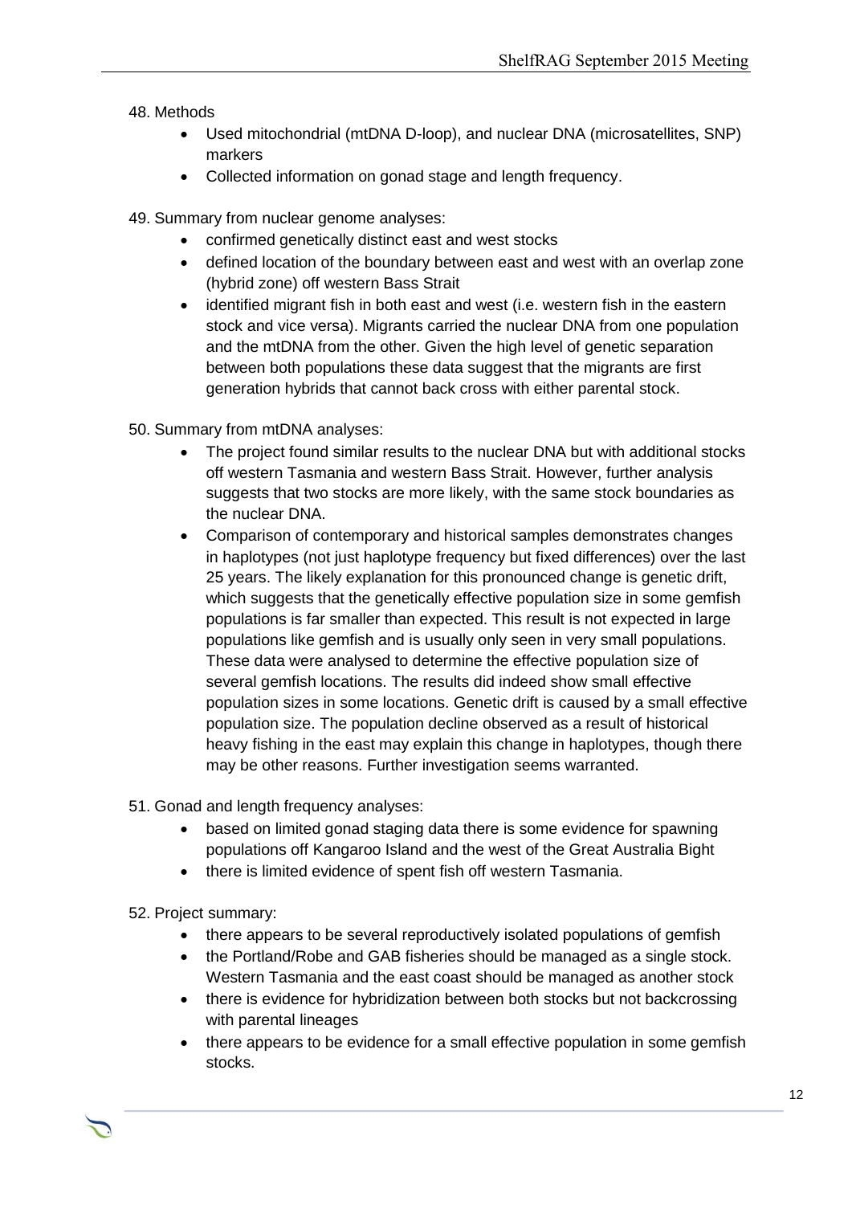48. Methods

- Used mitochondrial (mtDNA D-loop), and nuclear DNA (microsatellites, SNP) markers
- Collected information on gonad stage and length frequency.

49. Summary from nuclear genome analyses:

- confirmed genetically distinct east and west stocks
- defined location of the boundary between east and west with an overlap zone (hybrid zone) off western Bass Strait
- identified migrant fish in both east and west (i.e. western fish in the eastern stock and vice versa). Migrants carried the nuclear DNA from one population and the mtDNA from the other. Given the high level of genetic separation between both populations these data suggest that the migrants are first generation hybrids that cannot back cross with either parental stock.

50. Summary from mtDNA analyses:

- The project found similar results to the nuclear DNA but with additional stocks off western Tasmania and western Bass Strait. However, further analysis suggests that two stocks are more likely, with the same stock boundaries as the nuclear DNA.
- Comparison of contemporary and historical samples demonstrates changes in haplotypes (not just haplotype frequency but fixed differences) over the last 25 years. The likely explanation for this pronounced change is genetic drift, which suggests that the genetically effective population size in some gemfish populations is far smaller than expected. This result is not expected in large populations like gemfish and is usually only seen in very small populations. These data were analysed to determine the effective population size of several gemfish locations. The results did indeed show small effective population sizes in some locations. Genetic drift is caused by a small effective population size. The population decline observed as a result of historical heavy fishing in the east may explain this change in haplotypes, though there may be other reasons. Further investigation seems warranted.

51. Gonad and length frequency analyses:

- based on limited gonad staging data there is some evidence for spawning populations off Kangaroo Island and the west of the Great Australia Bight
- there is limited evidence of spent fish off western Tasmania.

52. Project summary:

- there appears to be several reproductively isolated populations of gemfish
- the Portland/Robe and GAB fisheries should be managed as a single stock. Western Tasmania and the east coast should be managed as another stock
- there is evidence for hybridization between both stocks but not backcrossing with parental lineages
- there appears to be evidence for a small effective population in some gemfish stocks.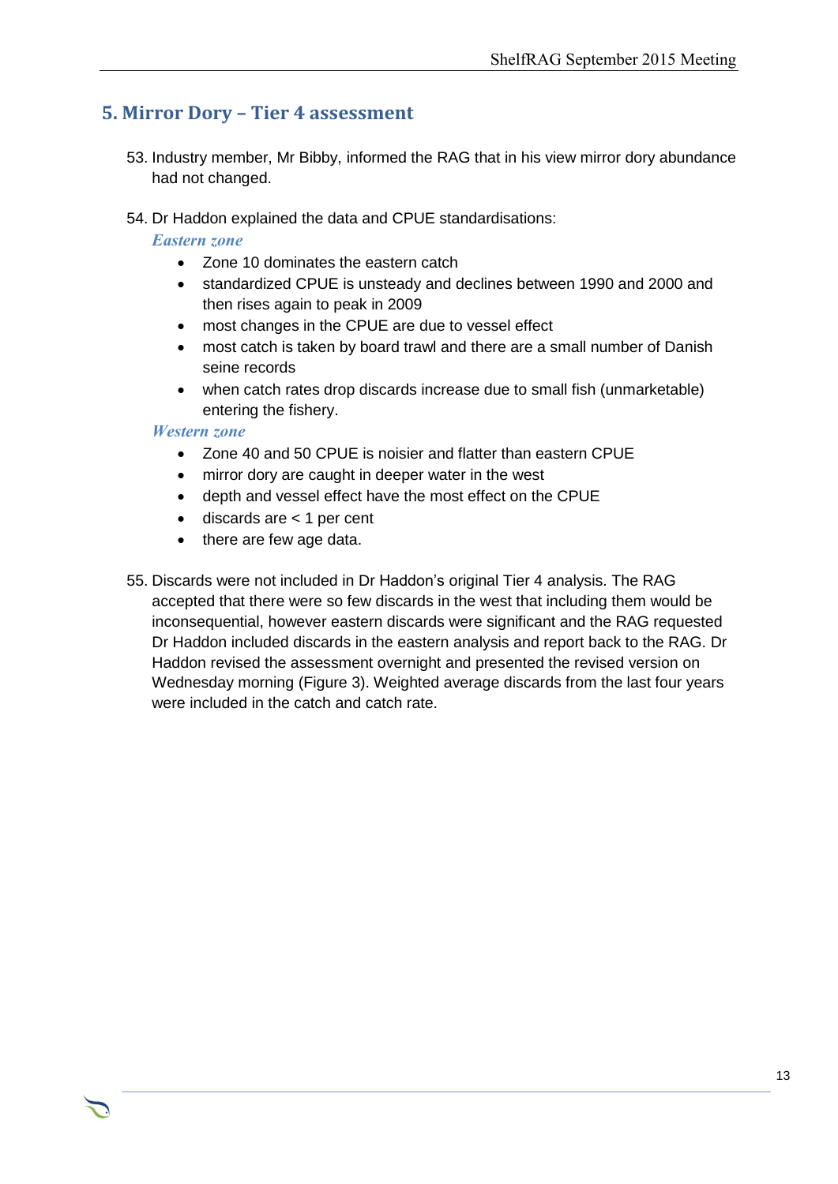## 5. Mirror Dory – Tier 4 assessment

53. Industry member, Mr Bibby, informed the RAG that in his view mirror dory abundance had not changed.

54. Dr Haddon explained the data and CPUE standardisations:

    *Eastern zone*

    - Zone 10 dominates the eastern catch
    - standardized CPUE is unsteady and declines between 1990 and 2000 and then rises again to peak in 2009
    - most changes in the CPUE are due to vessel effect
    - most catch is taken by board trawl and there are a small number of Danish seine records
    - when catch rates drop discards increase due to small fish (unmarketable) entering the fishery.

    *Western zone*

    - Zone 40 and 50 CPUE is noisier and flatter than eastern CPUE
    - mirror dory are caught in deeper water in the west
    - depth and vessel effect have the most effect on the CPUE
    - discards are < 1 per cent
    - there are few age data.

55. Discards were not included in Dr Haddon's original Tier 4 analysis. The RAG accepted that there were so few discards in the west that including them would be inconsequential, however eastern discards were significant and the RAG requested Dr Haddon included discards in the eastern analysis and report back to the RAG. Dr Haddon revised the assessment overnight and presented the revised version on Wednesday morning (Figure 3). Weighted average discards from the last four years were included in the catch and catch rate.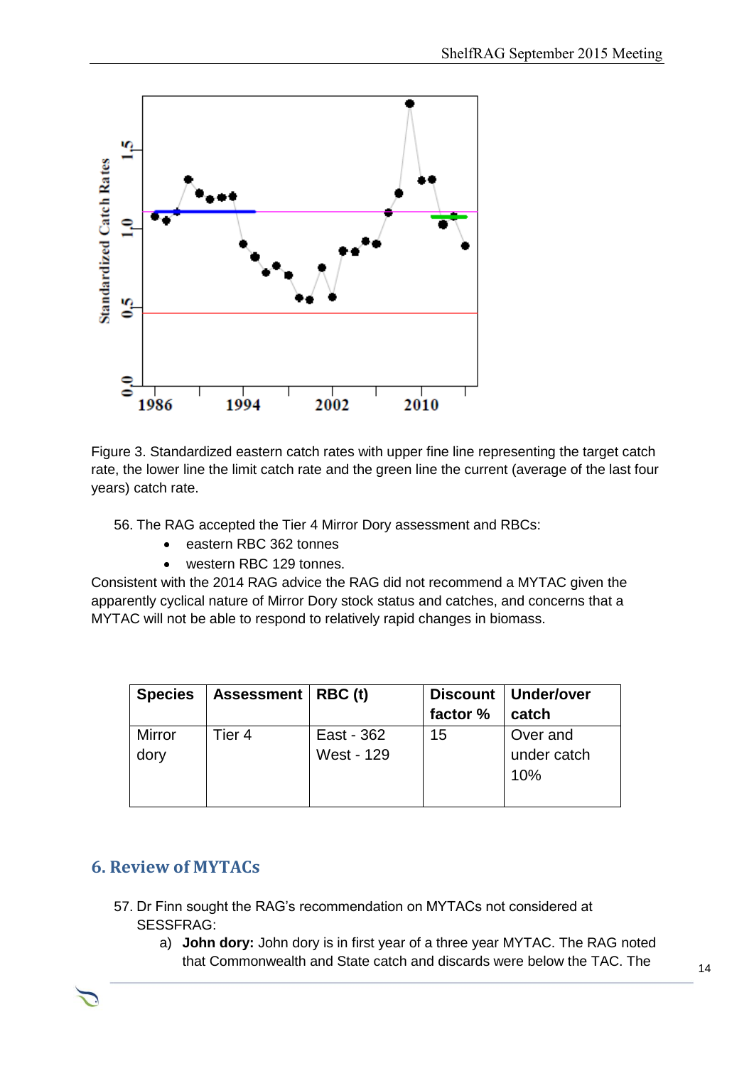Figure 3. Standardized eastern catch rates with upper fine line representing the target catch rate, the lower line the limit catch rate and the green line the current (average of the last four years) catch rate.

56. The RAG accepted the Tier 4 Mirror Dory assessment and RBCs:

- eastern RBC 362 tonnes
- western RBC 129 tonnes.

Consistent with the 2014 RAG advice the RAG did not recommend a MYTAC given the apparently cyclical nature of Mirror Dory stock status and catches, and concerns that a MYTAC will not be able to respond to relatively rapid changes in biomass.

| Species | Assessment | RBC (t) | Discount factor % | Under/over catch |
|---|---|---|---|---|
| Mirror dory | Tier 4 | East - 362<br>West - 129 | 15 | Over and under catch 10% |

## 6. Review of MYTACs

57. Dr Finn sought the RAG's recommendation on MYTACs not considered at SESSFRAG:

   a) **John dory:** John dory is in first year of a three year MYTAC. The RAG noted that Commonwealth and State catch and discards were below the TAC. The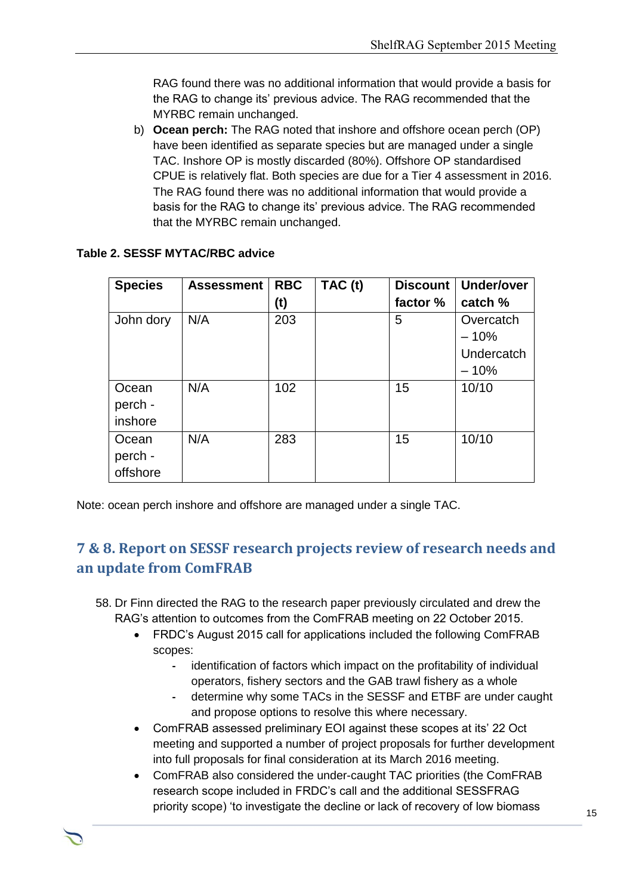RAG found there was no additional information that would provide a basis for the RAG to change its' previous advice. The RAG recommended that the MYRBC remain unchanged.

b) **Ocean perch:** The RAG noted that inshore and offshore ocean perch (OP) have been identified as separate species but are managed under a single TAC. Inshore OP is mostly discarded (80%). Offshore OP standardised CPUE is relatively flat. Both species are due for a Tier 4 assessment in 2016. The RAG found there was no additional information that would provide a basis for the RAG to change its' previous advice. The RAG recommended that the MYRBC remain unchanged.

**Table 2. SESSF MYTAC/RBC advice**

| Species | Assessment | RBC (t) | TAC (t) | Discount factor % | Under/over catch % |
|---|---|---|---|---|---|
| John dory | N/A | 203 | | 5 | Overcatch – 10% Undercatch – 10% |
| Ocean perch - inshore | N/A | 102 | | 15 | 10/10 |
| Ocean perch - offshore | N/A | 283 | | 15 | 10/10 |

Note: ocean perch inshore and offshore are managed under a single TAC.

## 7 & 8. Report on SESSF research projects review of research needs and an update from ComFRAB

58. Dr Finn directed the RAG to the research paper previously circulated and drew the RAG's attention to outcomes from the ComFRAB meeting on 22 October 2015.
    - FRDC's August 2015 call for applications included the following ComFRAB scopes:
        - identification of factors which impact on the profitability of individual operators, fishery sectors and the GAB trawl fishery as a whole
        - determine why some TACs in the SESSF and ETBF are under caught and propose options to resolve this where necessary.
    - ComFRAB assessed preliminary EOI against these scopes at its' 22 Oct meeting and supported a number of project proposals for further development into full proposals for final consideration at its March 2016 meeting.
    - ComFRAB also considered the under-caught TAC priorities (the ComFRAB research scope included in FRDC's call and the additional SESSFRAG priority scope) 'to investigate the decline or lack of recovery of low biomass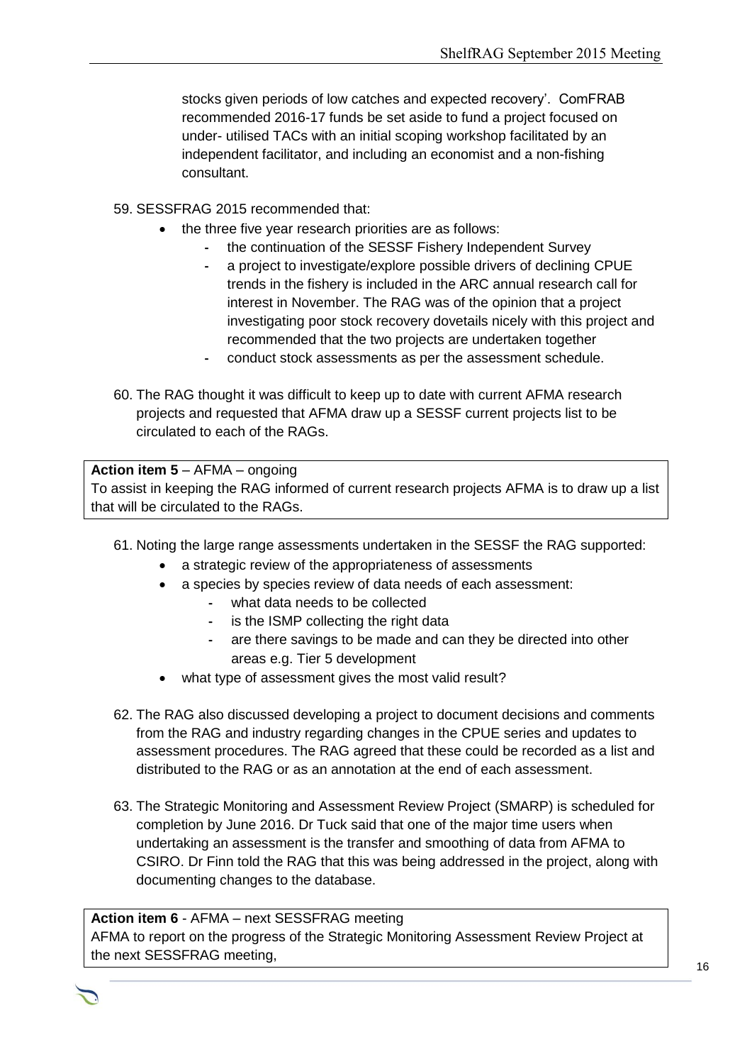stocks given periods of low catches and expected recovery'. ComFRAB recommended 2016-17 funds be set aside to fund a project focused on under- utilised TACs with an initial scoping workshop facilitated by an independent facilitator, and including an economist and a non-fishing consultant.

59. SESSFRAG 2015 recommended that:
    - the three five year research priorities are as follows:
        - the continuation of the SESSF Fishery Independent Survey
        - a project to investigate/explore possible drivers of declining CPUE trends in the fishery is included in the ARC annual research call for interest in November. The RAG was of the opinion that a project investigating poor stock recovery dovetails nicely with this project and recommended that the two projects are undertaken together
        - conduct stock assessments as per the assessment schedule.

60. The RAG thought it was difficult to keep up to date with current AFMA research projects and requested that AFMA draw up a SESSF current projects list to be circulated to each of the RAGs.

| **Action item 5** – AFMA – ongoing<br>To assist in keeping the RAG informed of current research projects AFMA is to draw up a list that will be circulated to the RAGs. |
|---|

61. Noting the large range assessments undertaken in the SESSF the RAG supported:
    - a strategic review of the appropriateness of assessments
    - a species by species review of data needs of each assessment:
        - what data needs to be collected
        - is the ISMP collecting the right data
        - are there savings to be made and can they be directed into other areas e.g. Tier 5 development
    - what type of assessment gives the most valid result?

62. The RAG also discussed developing a project to document decisions and comments from the RAG and industry regarding changes in the CPUE series and updates to assessment procedures. The RAG agreed that these could be recorded as a list and distributed to the RAG or as an annotation at the end of each assessment.

63. The Strategic Monitoring and Assessment Review Project (SMARP) is scheduled for completion by June 2016. Dr Tuck said that one of the major time users when undertaking an assessment is the transfer and smoothing of data from AFMA to CSIRO. Dr Finn told the RAG that this was being addressed in the project, along with documenting changes to the database.

| **Action item 6** - AFMA – next SESSFRAG meeting<br>AFMA to report on the progress of the Strategic Monitoring Assessment Review Project at the next SESSFRAG meeting, |
|---|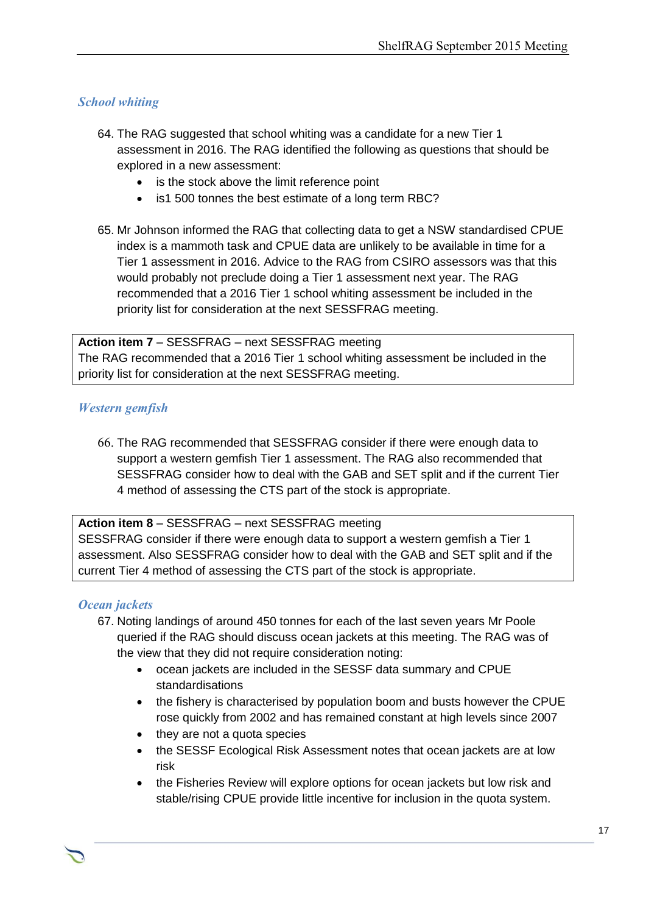### *School whiting*

64. The RAG suggested that school whiting was a candidate for a new Tier 1 assessment in 2016. The RAG identified the following as questions that should be explored in a new assessment:
    - is the stock above the limit reference point
    - is1 500 tonnes the best estimate of a long term RBC?

65. Mr Johnson informed the RAG that collecting data to get a NSW standardised CPUE index is a mammoth task and CPUE data are unlikely to be available in time for a Tier 1 assessment in 2016. Advice to the RAG from CSIRO assessors was that this would probably not preclude doing a Tier 1 assessment next year. The RAG recommended that a 2016 Tier 1 school whiting assessment be included in the priority list for consideration at the next SESSFRAG meeting.

| **Action item 7** – SESSFRAG – next SESSFRAG meeting<br>The RAG recommended that a 2016 Tier 1 school whiting assessment be included in the priority list for consideration at the next SESSFRAG meeting. |
|---|

### *Western gemfish*

66. The RAG recommended that SESSFRAG consider if there were enough data to support a western gemfish Tier 1 assessment. The RAG also recommended that SESSFRAG consider how to deal with the GAB and SET split and if the current Tier 4 method of assessing the CTS part of the stock is appropriate.

| **Action item 8** – SESSFRAG – next SESSFRAG meeting<br>SESSFRAG consider if there were enough data to support a western gemfish a Tier 1 assessment. Also SESSFRAG consider how to deal with the GAB and SET split and if the current Tier 4 method of assessing the CTS part of the stock is appropriate. |
|---|

### *Ocean jackets*

67. Noting landings of around 450 tonnes for each of the last seven years Mr Poole queried if the RAG should discuss ocean jackets at this meeting. The RAG was of the view that they did not require consideration noting:
    - ocean jackets are included in the SESSF data summary and CPUE standardisations
    - the fishery is characterised by population boom and busts however the CPUE rose quickly from 2002 and has remained constant at high levels since 2007
    - they are not a quota species
    - the SESSF Ecological Risk Assessment notes that ocean jackets are at low risk
    - the Fisheries Review will explore options for ocean jackets but low risk and stable/rising CPUE provide little incentive for inclusion in the quota system.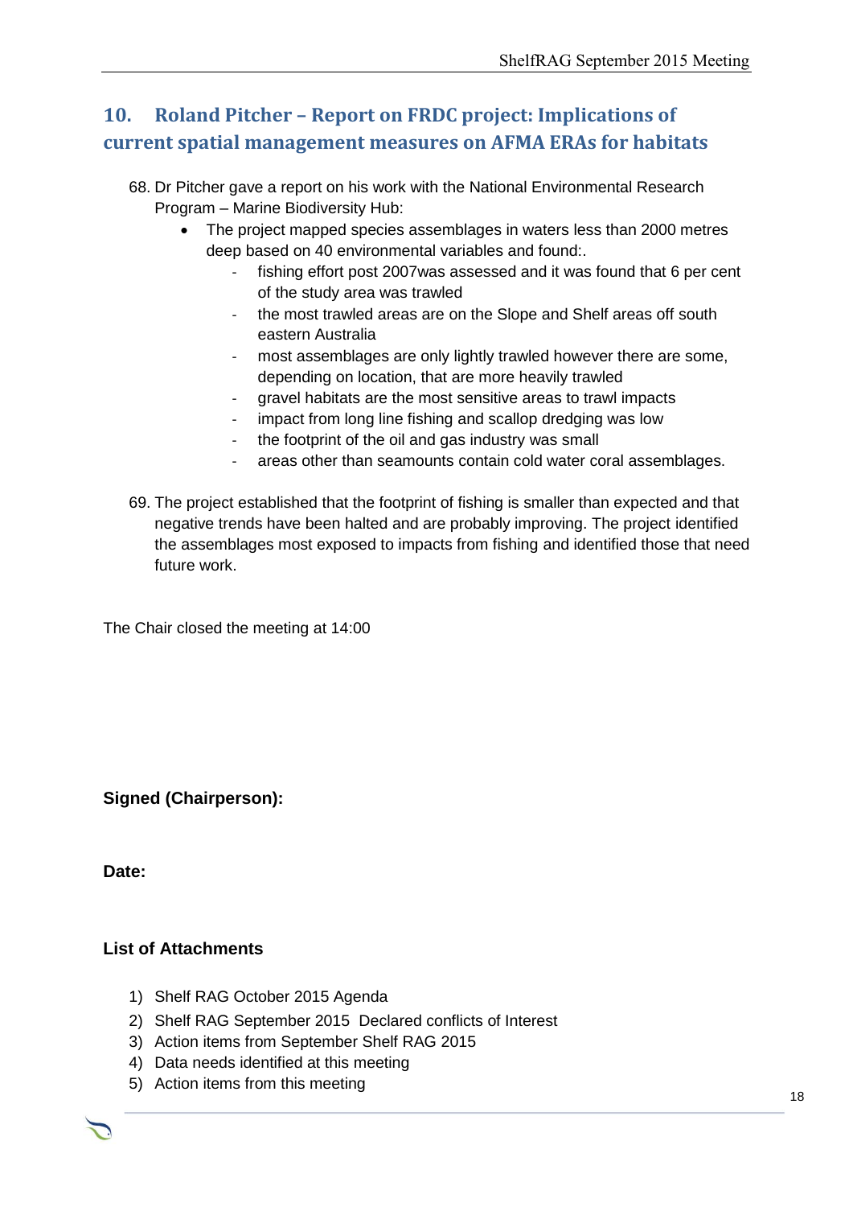## 10. Roland Pitcher – Report on FRDC project: Implications of current spatial management measures on AFMA ERAs for habitats

68. Dr Pitcher gave a report on his work with the National Environmental Research Program – Marine Biodiversity Hub:
    - The project mapped species assemblages in waters less than 2000 metres deep based on 40 environmental variables and found:.
        - fishing effort post 2007was assessed and it was found that 6 per cent of the study area was trawled
        - the most trawled areas are on the Slope and Shelf areas off south eastern Australia
        - most assemblages are only lightly trawled however there are some, depending on location, that are more heavily trawled
        - gravel habitats are the most sensitive areas to trawl impacts
        - impact from long line fishing and scallop dredging was low
        - the footprint of the oil and gas industry was small
        - areas other than seamounts contain cold water coral assemblages.

69. The project established that the footprint of fishing is smaller than expected and that negative trends have been halted and are probably improving. The project identified the assemblages most exposed to impacts from fishing and identified those that need future work.

The Chair closed the meeting at 14:00

**Signed (Chairperson):**

**Date:**

**List of Attachments**

1) Shelf RAG October 2015 Agenda
2) Shelf RAG September 2015 Declared conflicts of Interest
3) Action items from September Shelf RAG 2015
4) Data needs identified at this meeting
5) Action items from this meeting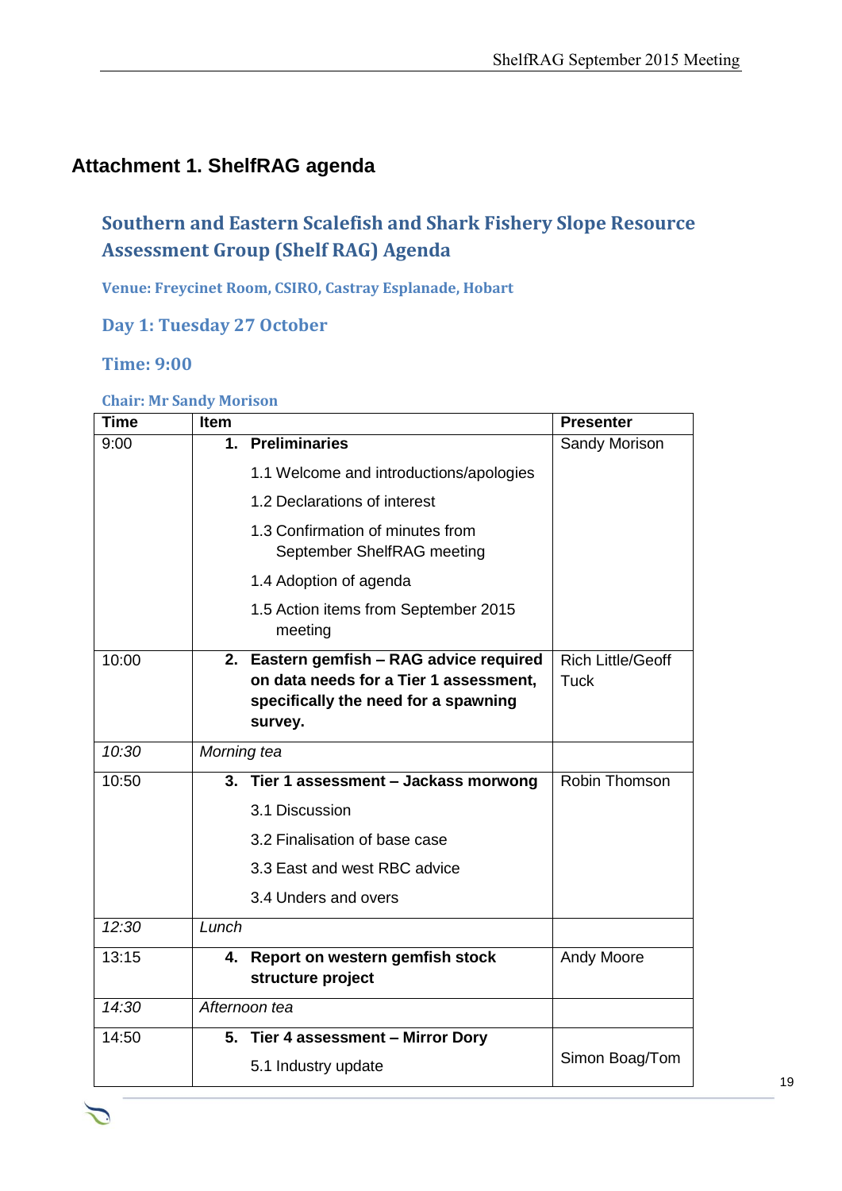## Attachment 1. ShelfRAG agenda

### Southern and Eastern Scalefish and Shark Fishery Slope Resource Assessment Group (Shelf RAG) Agenda

**Venue: Freycinet Room, CSIRO, Castray Esplanade, Hobart**

### Day 1: Tuesday 27 October

### Time: 9:00

**Chair: Mr Sandy Morison**

| Time | Item | Presenter |
|---|---|---|
| 9:00 | **1. Preliminaries**<br>1.1 Welcome and introductions/apologies<br>1.2 Declarations of interest<br>1.3 Confirmation of minutes from September ShelfRAG meeting<br>1.4 Adoption of agenda<br>1.5 Action items from September 2015 meeting | Sandy Morison |
| 10:00 | **2. Eastern gemfish – RAG advice required on data needs for a Tier 1 assessment, specifically the need for a spawning survey.** | Rich Little/Geoff Tuck |
| *10:30* | *Morning tea* | |
| 10:50 | **3. Tier 1 assessment – Jackass morwong**<br>3.1 Discussion<br>3.2 Finalisation of base case<br>3.3 East and west RBC advice<br>3.4 Unders and overs | Robin Thomson |
| *12:30* | *Lunch* | |
| 13:15 | **4. Report on western gemfish stock structure project** | Andy Moore |
| *14:30* | *Afternoon tea* | |
| 14:50 | **5. Tier 4 assessment – Mirror Dory**<br>5.1 Industry update | Simon Boag/Tom |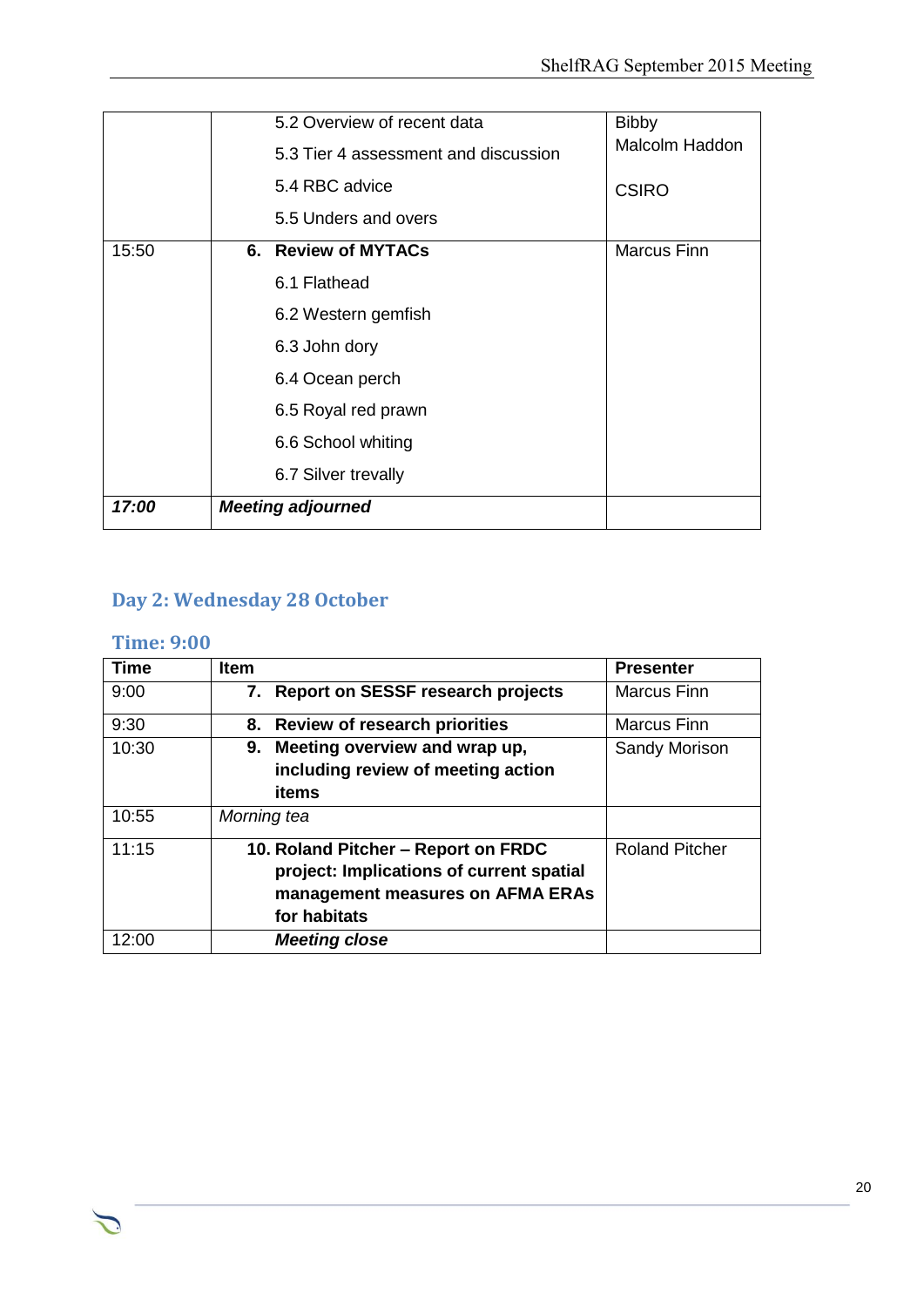| | | |
|---|---|---|
| | 5.2 Overview of recent data<br>5.3 Tier 4 assessment and discussion<br>5.4 RBC advice<br>5.5 Unders and overs | Bibby<br>Malcolm Haddon<br><br>CSIRO |
| 15:50 | **6. Review of MYTACs**<br>6.1 Flathead<br>6.2 Western gemfish<br>6.3 John dory<br>6.4 Ocean perch<br>6.5 Royal red prawn<br>6.6 School whiting<br>6.7 Silver trevally | Marcus Finn |
| ***17:00*** | ***Meeting adjourned*** | |

## Day 2: Wednesday 28 October

### Time: 9:00

| Time | Item | Presenter |
|---|---|---|
| 9:00 | **7. Report on SESSF research projects** | Marcus Finn |
| 9:30 | **8. Review of research priorities** | Marcus Finn |
| 10:30 | **9. Meeting overview and wrap up, including review of meeting action items** | Sandy Morison |
| 10:55 | *Morning tea* | |
| 11:15 | **10. Roland Pitcher – Report on FRDC project: Implications of current spatial management measures on AFMA ERAs for habitats** | Roland Pitcher |
| 12:00 | ***Meeting close*** | |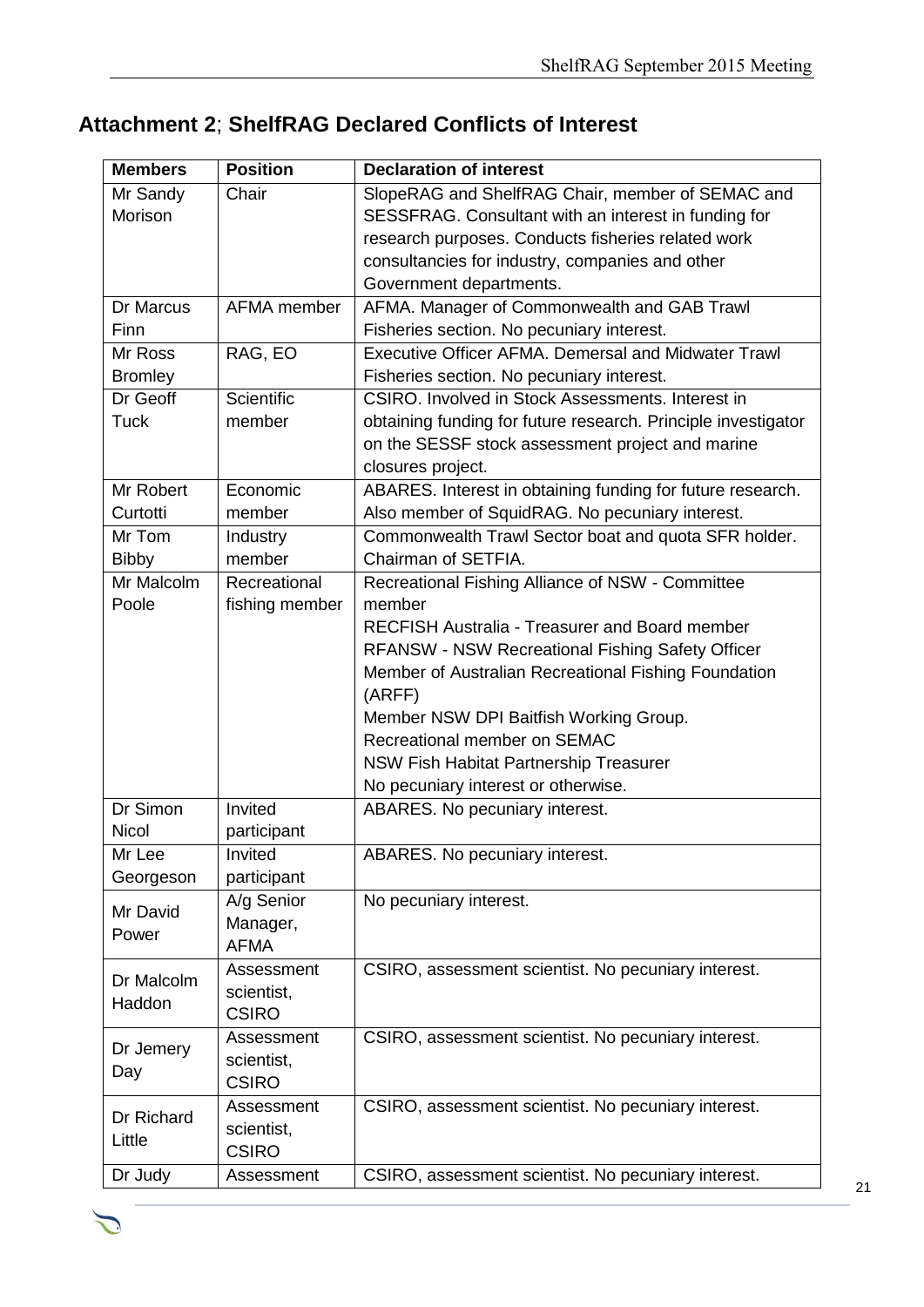## Attachment 2; ShelfRAG Declared Conflicts of Interest

| Members | Position | Declaration of interest |
|---|---|---|
| Mr Sandy Morison | Chair | SlopeRAG and ShelfRAG Chair, member of SEMAC and SESSFRAG. Consultant with an interest in funding for research purposes. Conducts fisheries related work consultancies for industry, companies and other Government departments. |
| Dr Marcus Finn | AFMA member | AFMA. Manager of Commonwealth and GAB Trawl Fisheries section. No pecuniary interest. |
| Mr Ross Bromley | RAG, EO | Executive Officer AFMA. Demersal and Midwater Trawl Fisheries section. No pecuniary interest. |
| Dr Geoff Tuck | Scientific member | CSIRO. Involved in Stock Assessments. Interest in obtaining funding for future research. Principle investigator on the SESSF stock assessment project and marine closures project. |
| Mr Robert Curtotti | Economic member | ABARES. Interest in obtaining funding for future research. Also member of SquidRAG. No pecuniary interest. |
| Mr Tom Bibby | Industry member | Commonwealth Trawl Sector boat and quota SFR holder. Chairman of SETFIA. |
| Mr Malcolm Poole | Recreational fishing member | Recreational Fishing Alliance of NSW - Committee member<br>RECFISH Australia - Treasurer and Board member<br>RFANSW - NSW Recreational Fishing Safety Officer<br>Member of Australian Recreational Fishing Foundation (ARFF)<br>Member NSW DPI Baitfish Working Group.<br>Recreational member on SEMAC<br>NSW Fish Habitat Partnership Treasurer<br>No pecuniary interest or otherwise. |
| Dr Simon Nicol | Invited participant | ABARES. No pecuniary interest. |
| Mr Lee Georgeson | Invited participant | ABARES. No pecuniary interest. |
| Mr David Power | A/g Senior Manager, AFMA | No pecuniary interest. |
| Dr Malcolm Haddon | Assessment scientist, CSIRO | CSIRO, assessment scientist. No pecuniary interest. |
| Dr Jemery Day | Assessment scientist, CSIRO | CSIRO, assessment scientist. No pecuniary interest. |
| Dr Richard Little | Assessment scientist, CSIRO | CSIRO, assessment scientist. No pecuniary interest. |
| Dr Judy | Assessment | CSIRO, assessment scientist. No pecuniary interest. |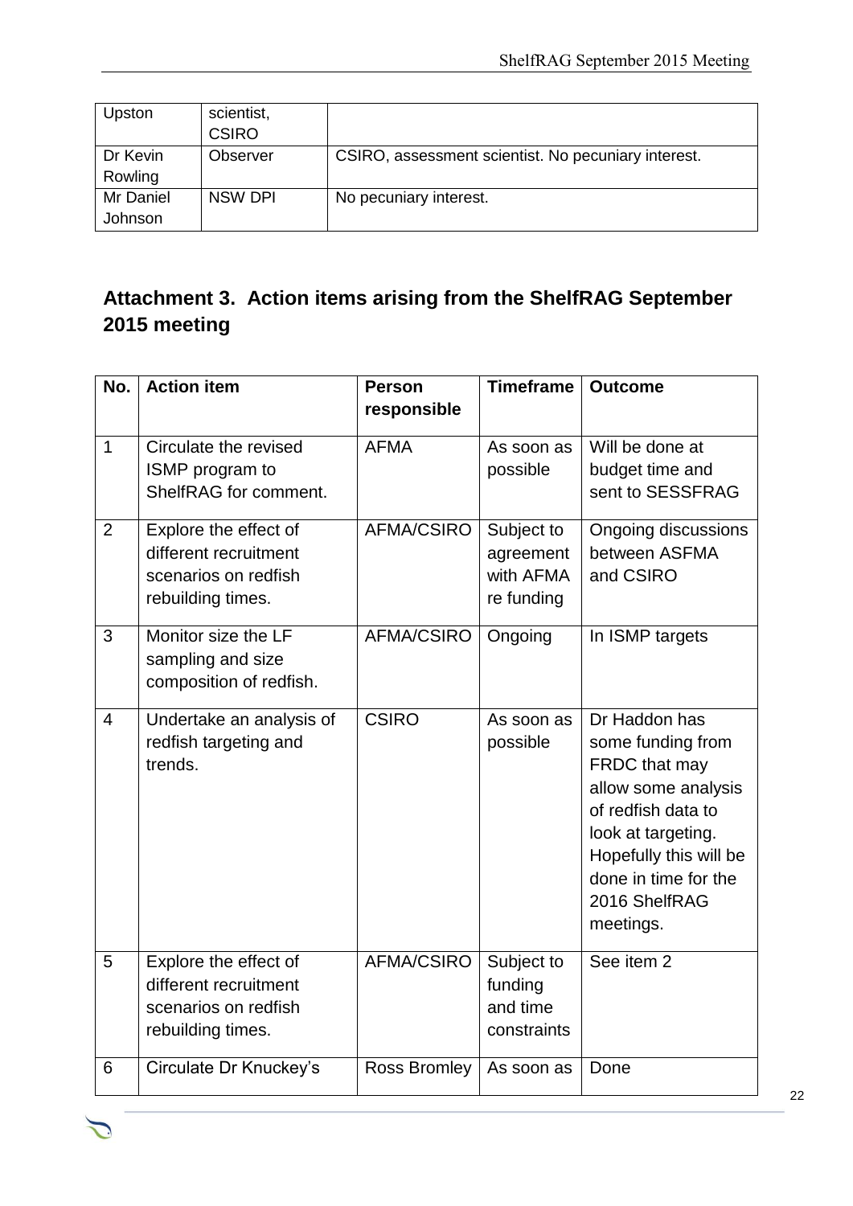| | | |
|---|---|---|
| Upston | scientist, CSIRO | |
| Dr Kevin Rowling | Observer | CSIRO, assessment scientist. No pecuniary interest. |
| Mr Daniel Johnson | NSW DPI | No pecuniary interest. |

## Attachment 3. Action items arising from the ShelfRAG September 2015 meeting

| No. | Action item | Person responsible | Timeframe | Outcome |
|---|---|---|---|---|
| 1 | Circulate the revised ISMP program to ShelfRAG for comment. | AFMA | As soon as possible | Will be done at budget time and sent to SESSFRAG |
| 2 | Explore the effect of different recruitment scenarios on redfish rebuilding times. | AFMA/CSIRO | Subject to agreement with AFMA re funding | Ongoing discussions between ASFMA and CSIRO |
| 3 | Monitor size the LF sampling and size composition of redfish. | AFMA/CSIRO | Ongoing | In ISMP targets |
| 4 | Undertake an analysis of redfish targeting and trends. | CSIRO | As soon as possible | Dr Haddon has some funding from FRDC that may allow some analysis of redfish data to look at targeting. Hopefully this will be done in time for the 2016 ShelfRAG meetings. |
| 5 | Explore the effect of different recruitment scenarios on redfish rebuilding times. | AFMA/CSIRO | Subject to funding and time constraints | See item 2 |
| 6 | Circulate Dr Knuckey's | Ross Bromley | As soon as | Done |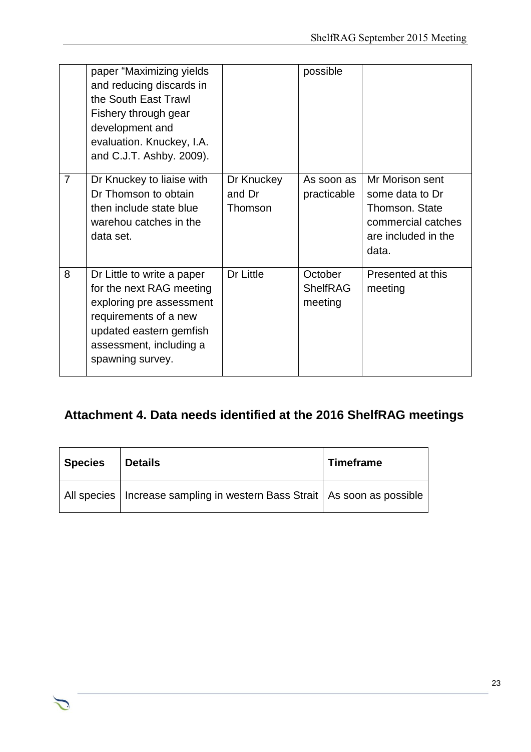|   | paper “Maximizing yields and reducing discards in the South East Trawl Fishery through gear development and evaluation. Knuckey, I.A. and C.J.T. Ashby. 2009). |   | possible |   |
|---|---|---|---|---|
| 7 | Dr Knuckey to liaise with Dr Thomson to obtain then include state blue warehou catches in the data set. | Dr Knuckey and Dr Thomson | As soon as practicable | Mr Morison sent some data to Dr Thomson. State commercial catches are included in the data. |
| 8 | Dr Little to write a paper for the next RAG meeting exploring pre assessment requirements of a new updated eastern gemfish assessment, including a spawning survey. | Dr Little | October ShelfRAG meeting | Presented at this meeting |

## Attachment 4. Data needs identified at the 2016 ShelfRAG meetings

| Species | Details | Timeframe |
|---|---|---|
| All species | Increase sampling in western Bass Strait | As soon as possible |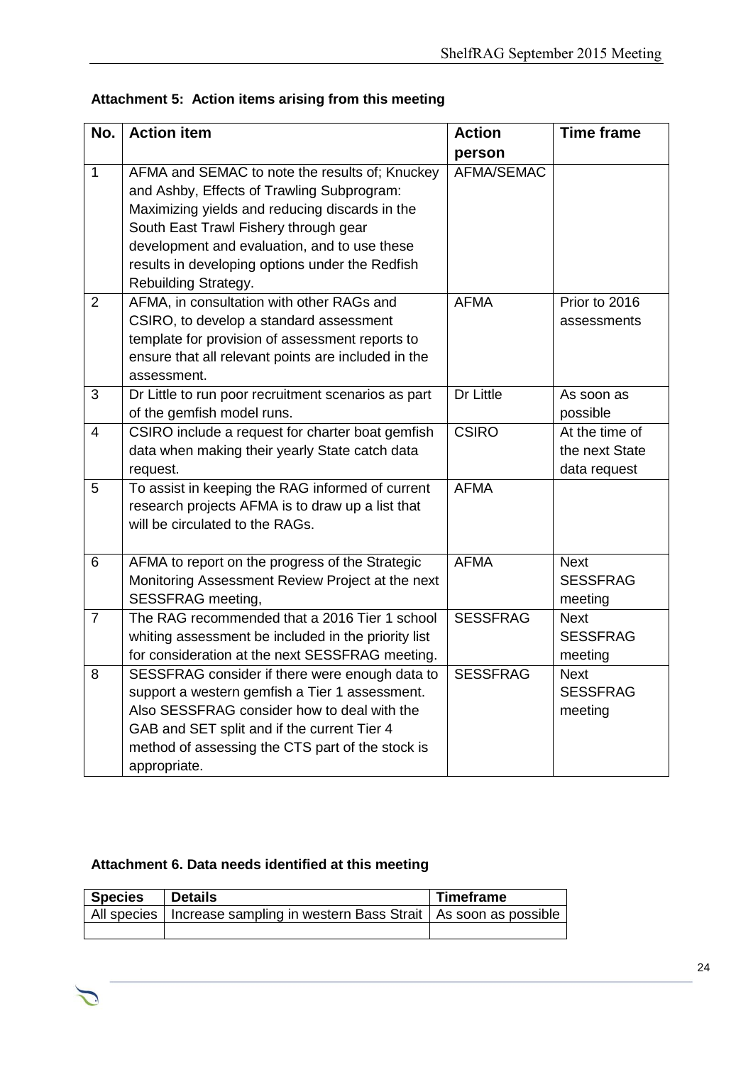**Attachment 5: Action items arising from this meeting**

| No. | Action item | Action person | Time frame |
|---|---|---|---|
| 1 | AFMA and SEMAC to note the results of; Knuckey and Ashby, Effects of Trawling Subprogram: Maximizing yields and reducing discards in the South East Trawl Fishery through gear development and evaluation, and to use these results in developing options under the Redfish Rebuilding Strategy. | AFMA/SEMAC | |
| 2 | AFMA, in consultation with other RAGs and CSIRO, to develop a standard assessment template for provision of assessment reports to ensure that all relevant points are included in the assessment. | AFMA | Prior to 2016 assessments |
| 3 | Dr Little to run poor recruitment scenarios as part of the gemfish model runs. | Dr Little | As soon as possible |
| 4 | CSIRO include a request for charter boat gemfish data when making their yearly State catch data request. | CSIRO | At the time of the next State data request |
| 5 | To assist in keeping the RAG informed of current research projects AFMA is to draw up a list that will be circulated to the RAGs. | AFMA | |
| 6 | AFMA to report on the progress of the Strategic Monitoring Assessment Review Project at the next SESSFRAG meeting, | AFMA | Next SESSFRAG meeting |
| 7 | The RAG recommended that a 2016 Tier 1 school whiting assessment be included in the priority list for consideration at the next SESSFRAG meeting. | SESSFRAG | Next SESSFRAG meeting |
| 8 | SESSFRAG consider if there were enough data to support a western gemfish a Tier 1 assessment. Also SESSFRAG consider how to deal with the GAB and SET split and if the current Tier 4 method of assessing the CTS part of the stock is appropriate. | SESSFRAG | Next SESSFRAG meeting |

**Attachment 6. Data needs identified at this meeting**

| Species | Details | Timeframe |
|---|---|---|
| All species | Increase sampling in western Bass Strait | As soon as possible |
| | | |